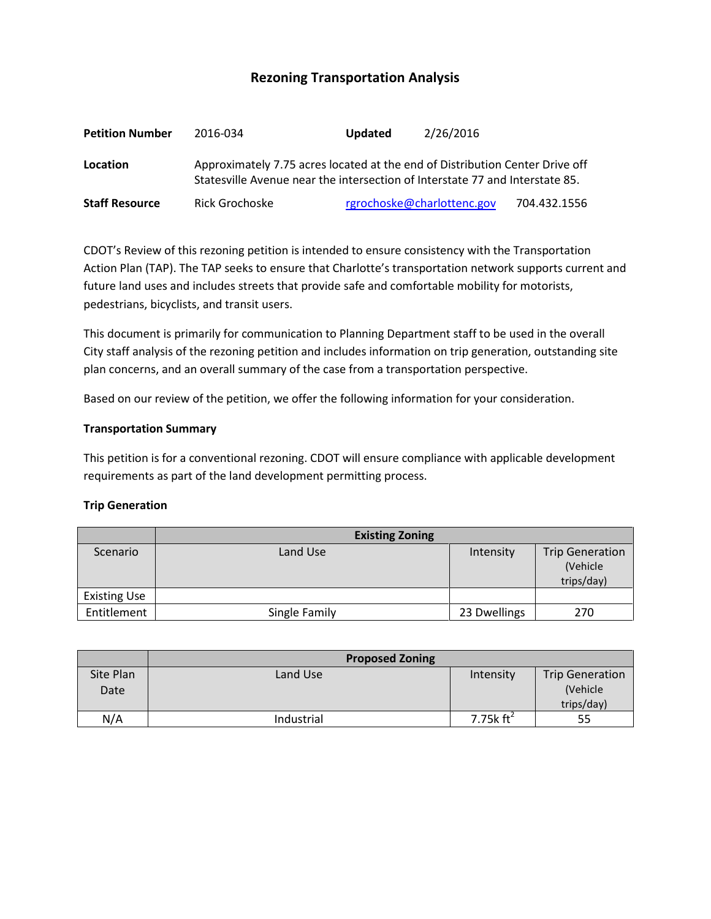# Rezoning Transportation Analysis

**Petition Number** 2016-034 **Updated** 2/26/2016

**Location** Approximately 7.75 acres located at the end of Distribution Center Drive off Statesville Avenue near the intersection of Interstate 77 and Interstate 85.

**Staff Resource** Rick Grochoske rgrochoske@charlottenc.gov 704.432.1556

CDOT's Review of this rezoning petition is intended to ensure consistency with the Transportation Action Plan (TAP). The TAP seeks to ensure that Charlotte's transportation network supports current and future land uses and includes streets that provide safe and comfortable mobility for motorists, pedestrians, bicyclists, and transit users.

This document is primarily for communication to Planning Department staff to be used in the overall City staff analysis of the rezoning petition and includes information on trip generation, outstanding site plan concerns, and an overall summary of the case from a transportation perspective.

Based on our review of the petition, we offer the following information for your consideration.

**Transportation Summary**

This petition is for a conventional rezoning. CDOT will ensure compliance with applicable development requirements as part of the land development permitting process.

**Trip Generation**

| | **Existing Zoning** | | |
|---|---|---|---|
| Scenario | Land Use | Intensity | Trip Generation (Vehicle trips/day) |
| Existing Use | | | |
| Entitlement | Single Family | 23 Dwellings | 270 |

| | **Proposed Zoning** | | |
|---|---|---|---|
| Site Plan Date | Land Use | Intensity | Trip Generation (Vehicle trips/day) |
| N/A | Industrial | 7.75k $ft^2$ | 55 |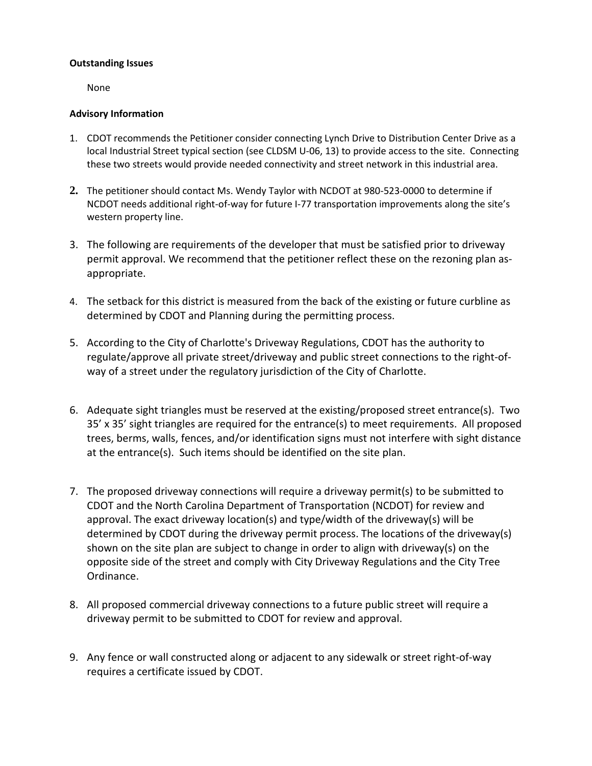**Outstanding Issues**

None

**Advisory Information**

1. CDOT recommends the Petitioner consider connecting Lynch Drive to Distribution Center Drive as a local Industrial Street typical section (see CLDSM U-06, 13) to provide access to the site. Connecting these two streets would provide needed connectivity and street network in this industrial area.

2. The petitioner should contact Ms. Wendy Taylor with NCDOT at 980-523-0000 to determine if NCDOT needs additional right-of-way for future I-77 transportation improvements along the site's western property line.

3. The following are requirements of the developer that must be satisfied prior to driveway permit approval. We recommend that the petitioner reflect these on the rezoning plan as-appropriate.

4. The setback for this district is measured from the back of the existing or future curbline as determined by CDOT and Planning during the permitting process.

5. According to the City of Charlotte's Driveway Regulations, CDOT has the authority to regulate/approve all private street/driveway and public street connections to the right-of-way of a street under the regulatory jurisdiction of the City of Charlotte.

6. Adequate sight triangles must be reserved at the existing/proposed street entrance(s). Two 35' x 35' sight triangles are required for the entrance(s) to meet requirements. All proposed trees, berms, walls, fences, and/or identification signs must not interfere with sight distance at the entrance(s). Such items should be identified on the site plan.

7. The proposed driveway connections will require a driveway permit(s) to be submitted to CDOT and the North Carolina Department of Transportation (NCDOT) for review and approval. The exact driveway location(s) and type/width of the driveway(s) will be determined by CDOT during the driveway permit process. The locations of the driveway(s) shown on the site plan are subject to change in order to align with driveway(s) on the opposite side of the street and comply with City Driveway Regulations and the City Tree Ordinance.

8. All proposed commercial driveway connections to a future public street will require a driveway permit to be submitted to CDOT for review and approval.

9. Any fence or wall constructed along or adjacent to any sidewalk or street right-of-way requires a certificate issued by CDOT.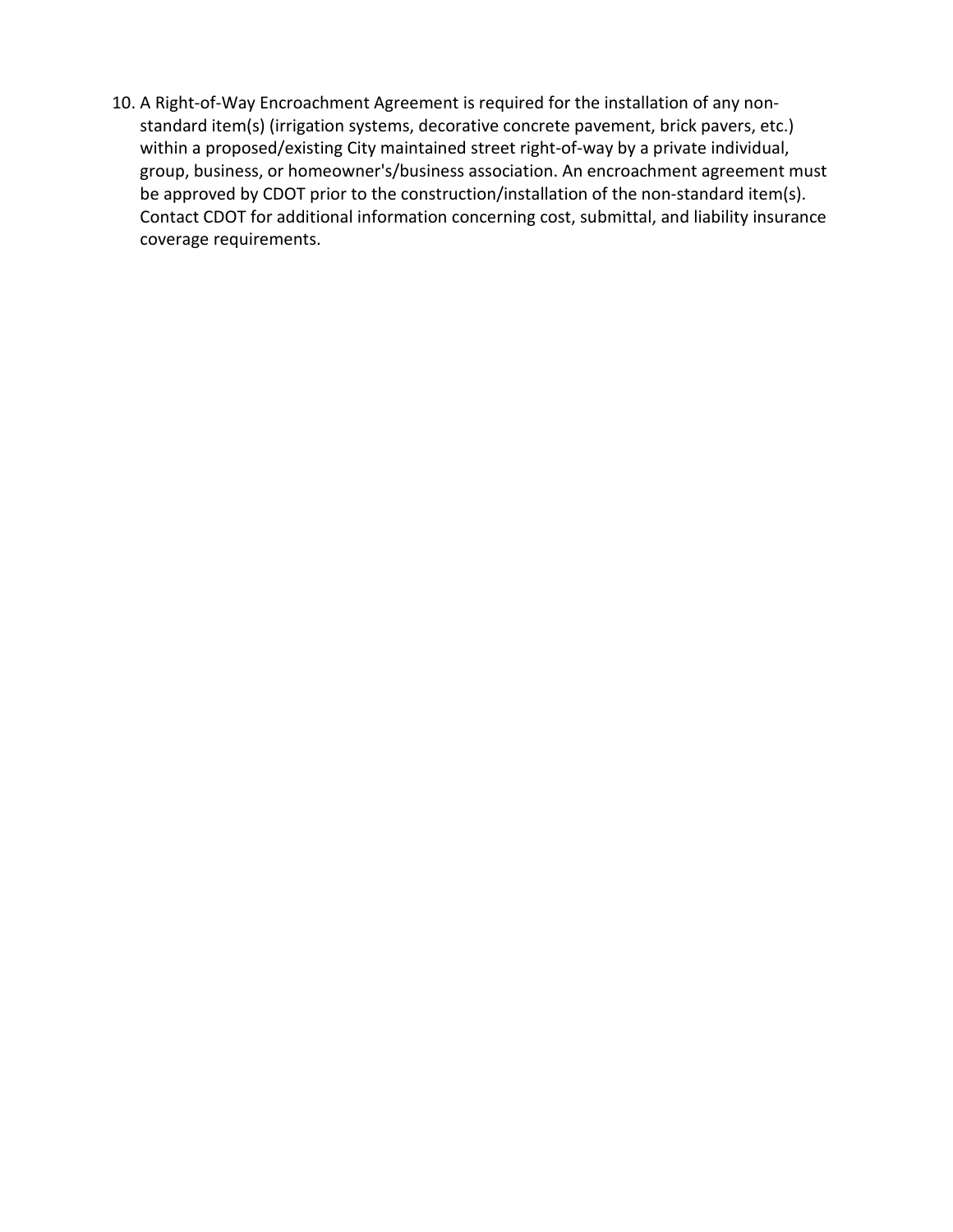10. A Right-of-Way Encroachment Agreement is required for the installation of any non-standard item(s) (irrigation systems, decorative concrete pavement, brick pavers, etc.) within a proposed/existing City maintained street right-of-way by a private individual, group, business, or homeowner's/business association. An encroachment agreement must be approved by CDOT prior to the construction/installation of the non-standard item(s). Contact CDOT for additional information concerning cost, submittal, and liability insurance coverage requirements.